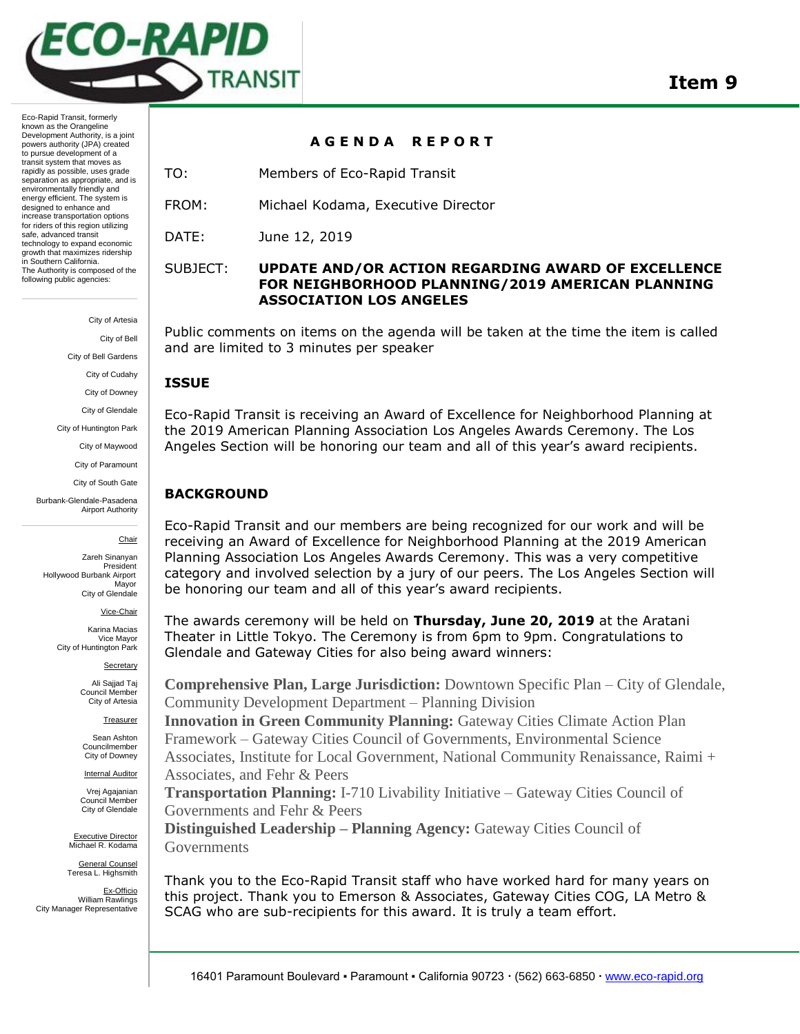ECO-RAPID TRANSIT

**Item 9**

Eco-Rapid Transit, formerly known as the Orangeline Development Authority, is a joint powers authority (JPA) created to pursue development of a transit system that moves as rapidly as possible, uses grade separation as appropriate, and is environmentally friendly and energy efficient. The system is designed to enhance and increase transportation options for riders of this region utilizing safe, advanced transit technology to expand economic growth that maximizes ridership in Southern California.
The Authority is composed of the following public agencies:

City of Artesia
City of Bell
City of Bell Gardens
City of Cudahy
City of Downey
City of Glendale
City of Huntington Park
City of Maywood
City of Paramount
City of South Gate
Burbank-Glendale-Pasadena Airport Authority

Chair
Zareh Sinanyan
President
Hollywood Burbank Airport
Mayor
City of Glendale

Vice-Chair
Karina Macias
Vice Mayor
City of Huntington Park

Secretary
Ali Sajjad Taj
Council Member
City of Artesia

Treasurer
Sean Ashton
Councilmember
City of Downey

Internal Auditor
Vrej Agajanian
Council Member
City of Glendale

Executive Director
Michael R. Kodama

General Counsel
Teresa L. Highsmith

Ex-Officio
William Rawlings
City Manager Representative

## AGENDA REPORT

TO: Members of Eco-Rapid Transit

FROM: Michael Kodama, Executive Director

DATE: June 12, 2019

SUBJECT: **UPDATE AND/OR ACTION REGARDING AWARD OF EXCELLENCE FOR NEIGHBORHOOD PLANNING/2019 AMERICAN PLANNING ASSOCIATION LOS ANGELES**

Public comments on items on the agenda will be taken at the time the item is called and are limited to 3 minutes per speaker

### ISSUE

Eco-Rapid Transit is receiving an Award of Excellence for Neighborhood Planning at the 2019 American Planning Association Los Angeles Awards Ceremony. The Los Angeles Section will be honoring our team and all of this year's award recipients.

### BACKGROUND

Eco-Rapid Transit and our members are being recognized for our work and will be receiving an Award of Excellence for Neighborhood Planning at the 2019 American Planning Association Los Angeles Awards Ceremony. This was a very competitive category and involved selection by a jury of our peers. The Los Angeles Section will be honoring our team and all of this year's award recipients.

The awards ceremony will be held on **Thursday, June 20, 2019** at the Aratani Theater in Little Tokyo. The Ceremony is from 6pm to 9pm. Congratulations to Glendale and Gateway Cities for also being award winners:

**Comprehensive Plan, Large Jurisdiction:** Downtown Specific Plan – City of Glendale, Community Development Department – Planning Division
**Innovation in Green Community Planning:** Gateway Cities Climate Action Plan Framework – Gateway Cities Council of Governments, Environmental Science Associates, Institute for Local Government, National Community Renaissance, Raimi + Associates, and Fehr & Peers
**Transportation Planning:** I-710 Livability Initiative – Gateway Cities Council of Governments and Fehr & Peers
**Distinguished Leadership – Planning Agency:** Gateway Cities Council of Governments

Thank you to the Eco-Rapid Transit staff who have worked hard for many years on this project. Thank you to Emerson & Associates, Gateway Cities COG, LA Metro & SCAG who are sub-recipients for this award. It is truly a team effort.

16401 Paramount Boulevard ▪ Paramount ▪ California 90723 · (562) 663-6850 · www.eco-rapid.org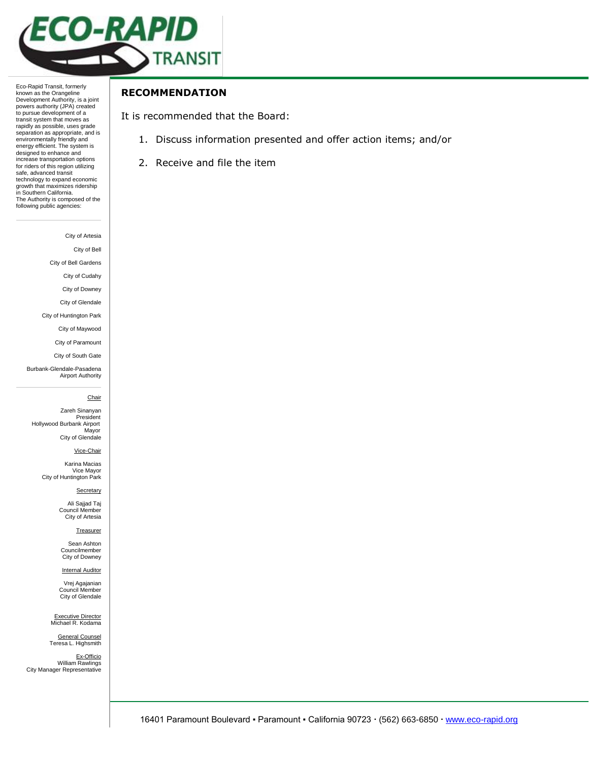Eco-Rapid Transit, formerly known as the Orangeline Development Authority, is a joint powers authority (JPA) created to pursue development of a transit system that moves as rapidly as possible, uses grade separation as appropriate, and is environmentally friendly and energy efficient. The system is designed to enhance and increase transportation options for riders of this region utilizing safe, advanced transit technology to expand economic growth that maximizes ridership in Southern California.
The Authority is composed of the following public agencies:

City of Artesia

City of Bell

City of Bell Gardens

City of Cudahy

City of Downey

City of Glendale

City of Huntington Park

City of Maywood

City of Paramount

City of South Gate

Burbank-Glendale-Pasadena Airport Authority

Chair

Zareh Sinanyan
President
Hollywood Burbank Airport
Mayor
City of Glendale

Vice-Chair

Karina Macias
Vice Mayor
City of Huntington Park

Secretary

Ali Sajjad Taj
Council Member
City of Artesia

Treasurer

Sean Ashton
Councilmember
City of Downey

Internal Auditor

Vrej Agajanian
Council Member
City of Glendale

Executive Director
Michael R. Kodama

General Counsel
Teresa L. Highsmith

Ex-Officio
William Rawlings
City Manager Representative

## RECOMMENDATION

It is recommended that the Board:

1. Discuss information presented and offer action items; and/or
2. Receive and file the item

16401 Paramount Boulevard ▪ Paramount ▪ California 90723 · (562) 663-6850 · www.eco-rapid.org